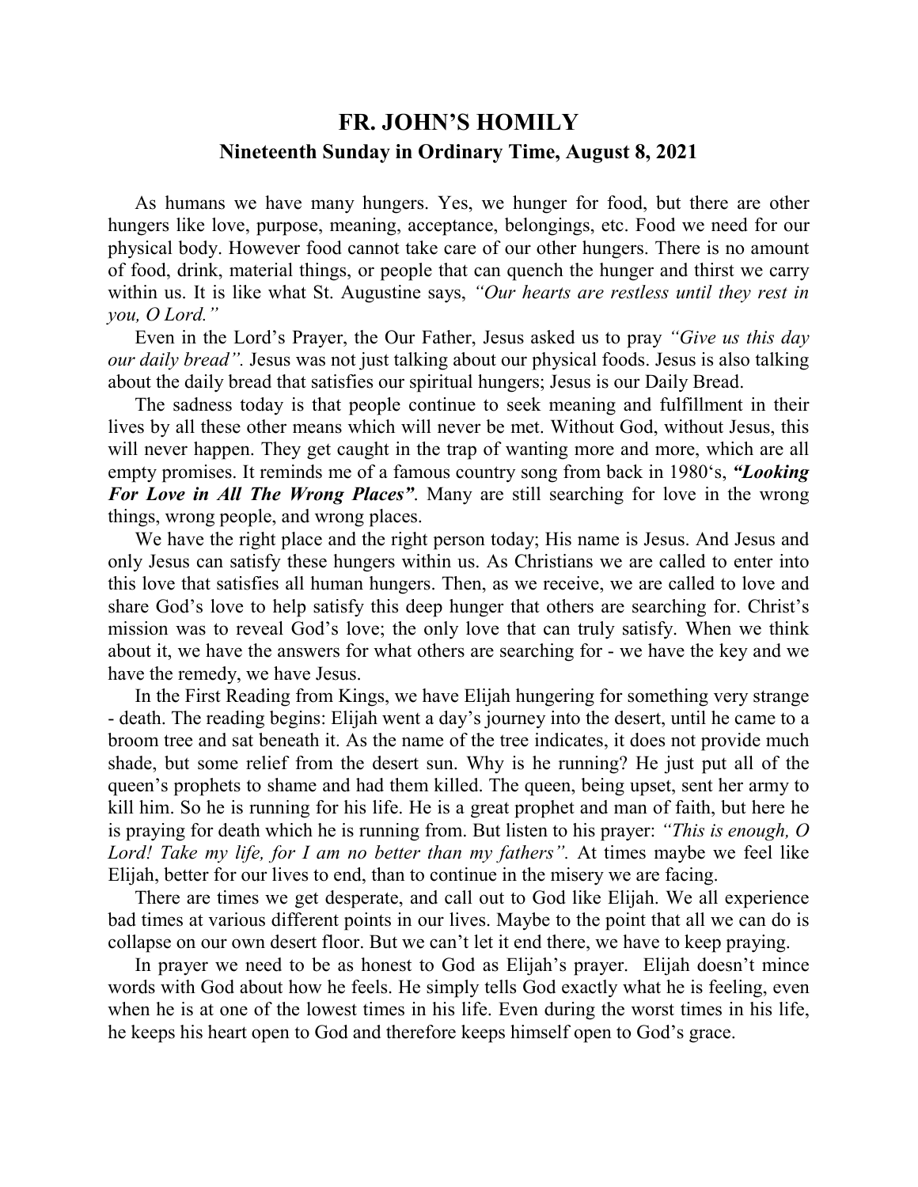# FR. JOHN'S HOMILY

## Nineteenth Sunday in Ordinary Time, August 8, 2021

As humans we have many hungers. Yes, we hunger for food, but there are other hungers like love, purpose, meaning, acceptance, belongings, etc. Food we need for our physical body. However food cannot take care of our other hungers. There is no amount of food, drink, material things, or people that can quench the hunger and thirst we carry within us. It is like what St. Augustine says, *"Our hearts are restless until they rest in you, O Lord."*

Even in the Lord's Prayer, the Our Father, Jesus asked us to pray *"Give us this day our daily bread".* Jesus was not just talking about our physical foods. Jesus is also talking about the daily bread that satisfies our spiritual hungers; Jesus is our Daily Bread.

The sadness today is that people continue to seek meaning and fulfillment in their lives by all these other means which will never be met. Without God, without Jesus, this will never happen. They get caught in the trap of wanting more and more, which are all empty promises. It reminds me of a famous country song from back in 1980's, ***"Looking For Love in All The Wrong Places"***. Many are still searching for love in the wrong things, wrong people, and wrong places.

We have the right place and the right person today; His name is Jesus. And Jesus and only Jesus can satisfy these hungers within us. As Christians we are called to enter into this love that satisfies all human hungers. Then, as we receive, we are called to love and share God's love to help satisfy this deep hunger that others are searching for. Christ's mission was to reveal God's love; the only love that can truly satisfy. When we think about it, we have the answers for what others are searching for - we have the key and we have the remedy, we have Jesus.

In the First Reading from Kings, we have Elijah hungering for something very strange - death. The reading begins: Elijah went a day's journey into the desert, until he came to a broom tree and sat beneath it. As the name of the tree indicates, it does not provide much shade, but some relief from the desert sun. Why is he running? He just put all of the queen's prophets to shame and had them killed. The queen, being upset, sent her army to kill him. So he is running for his life. He is a great prophet and man of faith, but here he is praying for death which he is running from. But listen to his prayer: *"This is enough, O Lord! Take my life, for I am no better than my fathers".* At times maybe we feel like Elijah, better for our lives to end, than to continue in the misery we are facing.

There are times we get desperate, and call out to God like Elijah. We all experience bad times at various different points in our lives. Maybe to the point that all we can do is collapse on our own desert floor. But we can't let it end there, we have to keep praying.

In prayer we need to be as honest to God as Elijah's prayer. Elijah doesn't mince words with God about how he feels. He simply tells God exactly what he is feeling, even when he is at one of the lowest times in his life. Even during the worst times in his life, he keeps his heart open to God and therefore keeps himself open to God's grace.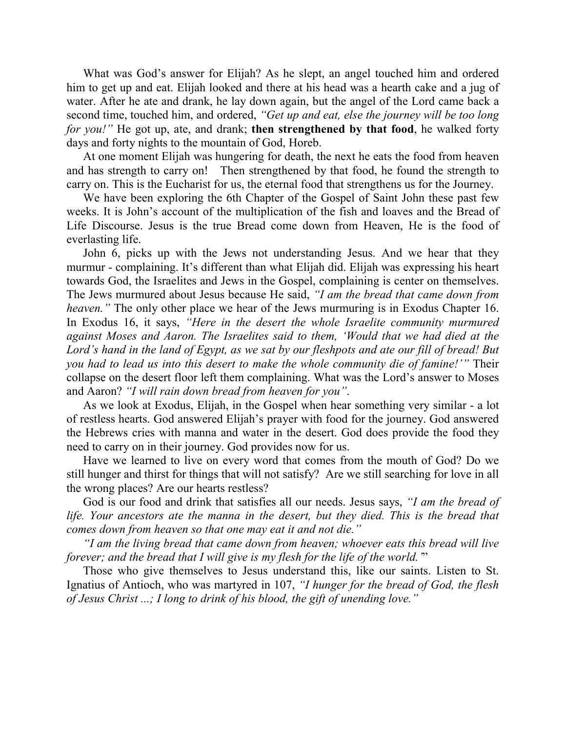What was God's answer for Elijah? As he slept, an angel touched him and ordered him to get up and eat. Elijah looked and there at his head was a hearth cake and a jug of water. After he ate and drank, he lay down again, but the angel of the Lord came back a second time, touched him, and ordered, *"Get up and eat, else the journey will be too long for you!"* He got up, ate, and drank; **then strengthened by that food**, he walked forty days and forty nights to the mountain of God, Horeb.

At one moment Elijah was hungering for death, the next he eats the food from heaven and has strength to carry on! Then strengthened by that food, he found the strength to carry on. This is the Eucharist for us, the eternal food that strengthens us for the Journey.

We have been exploring the 6th Chapter of the Gospel of Saint John these past few weeks. It is John's account of the multiplication of the fish and loaves and the Bread of Life Discourse. Jesus is the true Bread come down from Heaven, He is the food of everlasting life.

John 6, picks up with the Jews not understanding Jesus. And we hear that they murmur - complaining. It's different than what Elijah did. Elijah was expressing his heart towards God, the Israelites and Jews in the Gospel, complaining is center on themselves. The Jews murmured about Jesus because He said, *"I am the bread that came down from heaven."* The only other place we hear of the Jews murmuring is in Exodus Chapter 16. In Exodus 16, it says, *"Here in the desert the whole Israelite community murmured against Moses and Aaron. The Israelites said to them, 'Would that we had died at the Lord's hand in the land of Egypt, as we sat by our fleshpots and ate our fill of bread! But you had to lead us into this desert to make the whole community die of famine!'"* Their collapse on the desert floor left them complaining. What was the Lord's answer to Moses and Aaron? *"I will rain down bread from heaven for you"*.

As we look at Exodus, Elijah, in the Gospel when hear something very similar - a lot of restless hearts. God answered Elijah's prayer with food for the journey. God answered the Hebrews cries with manna and water in the desert. God does provide the food they need to carry on in their journey. God provides now for us.

Have we learned to live on every word that comes from the mouth of God? Do we still hunger and thirst for things that will not satisfy? Are we still searching for love in all the wrong places? Are our hearts restless?

God is our food and drink that satisfies all our needs. Jesus says, *"I am the bread of life. Your ancestors ate the manna in the desert, but they died. This is the bread that comes down from heaven so that one may eat it and not die."*

*"I am the living bread that came down from heaven; whoever eats this bread will live forever; and the bread that I will give is my flesh for the life of the world."*"

Those who give themselves to Jesus understand this, like our saints. Listen to St. Ignatius of Antioch, who was martyred in 107, *"I hunger for the bread of God, the flesh of Jesus Christ ...; I long to drink of his blood, the gift of unending love."*